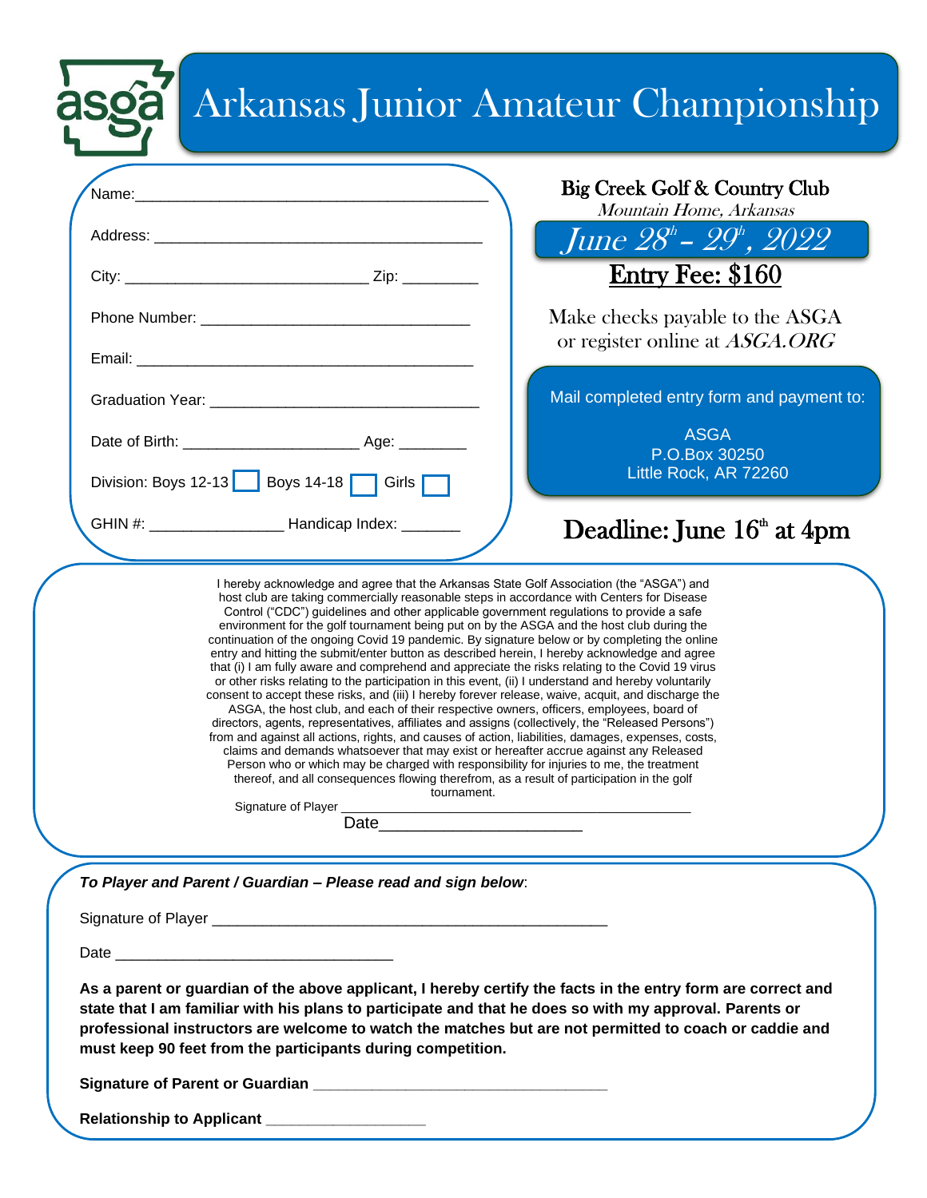asga

# Arkansas Junior Amateur Championship

Name:\_\_\_\_\_\_\_\_\_\_\_\_\_\_\_\_\_\_\_\_\_\_\_\_\_\_\_\_\_\_\_\_\_\_\_\_\_\_\_\_

Address: \_\_\_\_\_\_\_\_\_\_\_\_\_\_\_\_\_\_\_\_\_\_\_\_\_\_\_\_\_\_\_\_\_\_\_\_\_\_

City: \_\_\_\_\_\_\_\_\_\_\_\_\_\_\_\_\_\_\_\_\_\_\_\_\_\_\_\_ Zip: \_\_\_\_\_\_\_\_\_

Phone Number: \_\_\_\_\_\_\_\_\_\_\_\_\_\_\_\_\_\_\_\_\_\_\_\_\_\_\_\_\_\_\_

Email: \_\_\_\_\_\_\_\_\_\_\_\_\_\_\_\_\_\_\_\_\_\_\_\_\_\_\_\_\_\_\_\_\_\_\_\_\_\_\_

Graduation Year: \_\_\_\_\_\_\_\_\_\_\_\_\_\_\_\_\_\_\_\_\_\_\_\_\_\_\_\_\_\_\_

Date of Birth: \_\_\_\_\_\_\_\_\_\_\_\_\_\_\_\_\_\_\_ Age: \_\_\_\_\_\_\_\_

Division: Boys 12-13 ☐ Boys 14-18 ☐ Girls ☐

GHIN #: \_\_\_\_\_\_\_\_\_\_\_\_\_\_\_ Handicap Index: \_\_\_\_\_\_\_

## Big Creek Golf & Country Club

*Mountain Home, Arkansas*

*June 28th – 29th, 2022*

**Entry Fee: $160**

Make checks payable to the ASGA or register online at *ASGA.ORG*

Mail completed entry form and payment to:

ASGA
P.O.Box 30250
Little Rock, AR 72260

**Deadline: June 16th at 4pm**

I hereby acknowledge and agree that the Arkansas State Golf Association (the "ASGA") and host club are taking commercially reasonable steps in accordance with Centers for Disease Control ("CDC") guidelines and other applicable government regulations to provide a safe environment for the golf tournament being put on by the ASGA and the host club during the continuation of the ongoing Covid 19 pandemic. By signature below or by completing the online entry and hitting the submit/enter button as described herein, I hereby acknowledge and agree that (i) I am fully aware and comprehend and appreciate the risks relating to the Covid 19 virus or other risks relating to the participation in this event, (ii) I understand and hereby voluntarily consent to accept these risks, and (iii) I hereby forever release, waive, acquit, and discharge the ASGA, the host club, and each of their respective owners, officers, employees, board of directors, agents, representatives, affiliates and assigns (collectively, the "Released Persons") from and against all actions, rights, and causes of action, liabilities, damages, expenses, costs, claims and demands whatsoever that may exist or hereafter accrue against any Released Person who or which may be charged with responsibility for injuries to me, the treatment thereof, and all consequences flowing therefrom, as a result of participation in the golf tournament.

Signature of Player \_\_\_\_\_\_\_\_\_\_\_\_\_\_\_\_\_\_\_\_\_\_\_\_\_\_\_\_\_\_\_\_\_\_\_\_\_\_\_\_\_\_\_\_\_

Date\_\_\_\_\_\_\_\_\_\_\_\_\_\_\_\_\_\_\_\_\_\_

***To Player and Parent / Guardian – Please read and sign below***:

Signature of Player \_\_\_\_\_\_\_\_\_\_\_\_\_\_\_\_\_\_\_\_\_\_\_\_\_\_\_\_\_\_\_\_\_\_\_\_\_\_\_\_\_\_\_\_\_

Date \_\_\_\_\_\_\_\_\_\_\_\_\_\_\_\_\_\_\_\_\_\_\_\_\_\_\_\_\_\_\_\_

**As a parent or guardian of the above applicant, I hereby certify the facts in the entry form are correct and state that I am familiar with his plans to participate and that he does so with my approval. Parents or professional instructors are welcome to watch the matches but are not permitted to coach or caddie and must keep 90 feet from the participants during competition.**

**Signature of Parent or Guardian** \_\_\_\_\_\_\_\_\_\_\_\_\_\_\_\_\_\_\_\_\_\_\_\_\_\_\_\_\_\_\_\_\_\_

**Relationship to Applicant** \_\_\_\_\_\_\_\_\_\_\_\_\_\_\_\_\_\_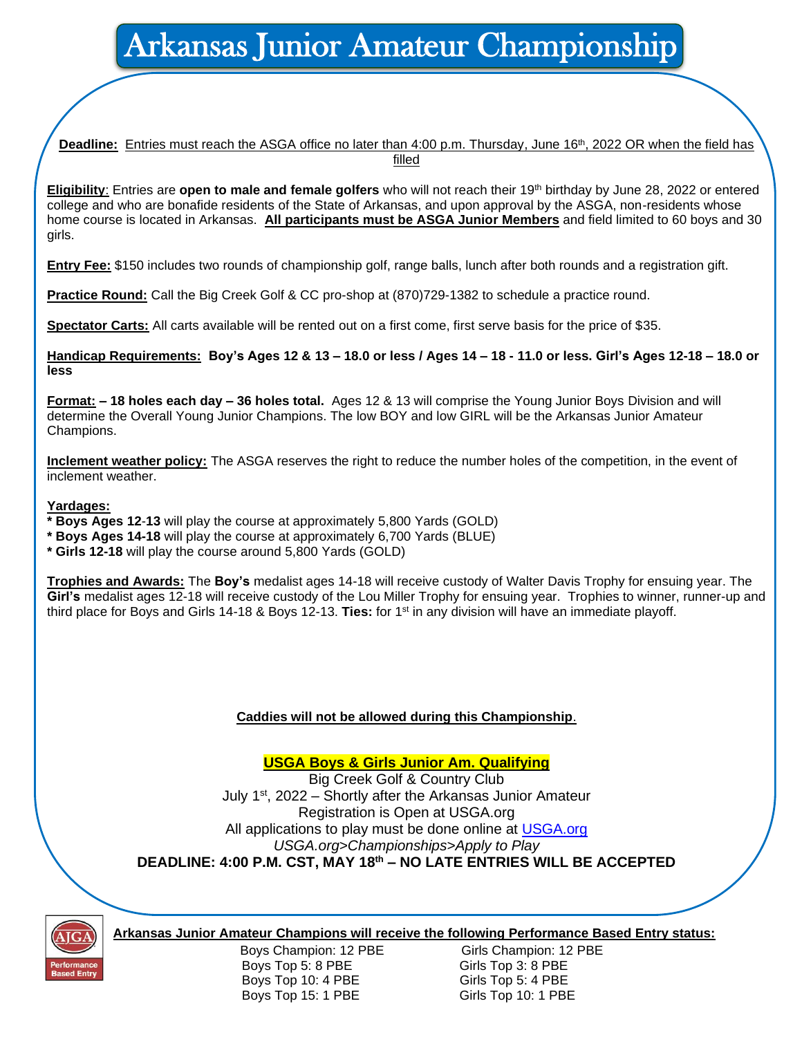# Arkansas Junior Amateur Championship

**Deadline:** Entries must reach the ASGA office no later than 4:00 p.m. Thursday, June 16th, 2022 OR when the field has filled

**Eligibility**: Entries are **open to male and female golfers** who will not reach their 19th birthday by June 28, 2022 or entered college and who are bonafide residents of the State of Arkansas, and upon approval by the ASGA, non-residents whose home course is located in Arkansas. **All participants must be ASGA Junior Members** and field limited to 60 boys and 30 girls.

**Entry Fee:** $150 includes two rounds of championship golf, range balls, lunch after both rounds and a registration gift.

**Practice Round:** Call the Big Creek Golf & CC pro-shop at (870)729-1382 to schedule a practice round.

**Spectator Carts:** All carts available will be rented out on a first come, first serve basis for the price of $35.

**Handicap Requirements: Boy's Ages 12 & 13 – 18.0 or less / Ages 14 – 18 - 11.0 or less. Girl's Ages 12-18 – 18.0 or less**

**Format: – 18 holes each day – 36 holes total.** Ages 12 & 13 will comprise the Young Junior Boys Division and will determine the Overall Young Junior Champions. The low BOY and low GIRL will be the Arkansas Junior Amateur Champions.

**Inclement weather policy:** The ASGA reserves the right to reduce the number holes of the competition, in the event of inclement weather.

**Yardages:**
* **Boys Ages 12-13** will play the course at approximately 5,800 Yards (GOLD)
* **Boys Ages 14-18** will play the course at approximately 6,700 Yards (BLUE)
* **Girls 12-18** will play the course around 5,800 Yards (GOLD)

**Trophies and Awards:** The **Boy's** medalist ages 14-18 will receive custody of Walter Davis Trophy for ensuing year. The **Girl's** medalist ages 12-18 will receive custody of the Lou Miller Trophy for ensuing year. Trophies to winner, runner-up and third place for Boys and Girls 14-18 & Boys 12-13. **Ties:** for 1st in any division will have an immediate playoff.

**Caddies will not be allowed during this Championship**.

**USGA Boys & Girls Junior Am. Qualifying**

Big Creek Golf & Country Club
July 1st, 2022 – Shortly after the Arkansas Junior Amateur
Registration is Open at USGA.org
All applications to play must be done online at USGA.org
*USGA.org>Championships>Apply to Play*
**DEADLINE: 4:00 P.M. CST, MAY 18th – NO LATE ENTRIES WILL BE ACCEPTED**

AJGA Performance Based Entry

**Arkansas Junior Amateur Champions will receive the following Performance Based Entry status:**

| | |
|---|---|
| Boys Champion: 12 PBE | Girls Champion: 12 PBE |
| Boys Top 5: 8 PBE | Girls Top 3: 8 PBE |
| Boys Top 10: 4 PBE | Girls Top 5: 4 PBE |
| Boys Top 15: 1 PBE | Girls Top 10: 1 PBE |